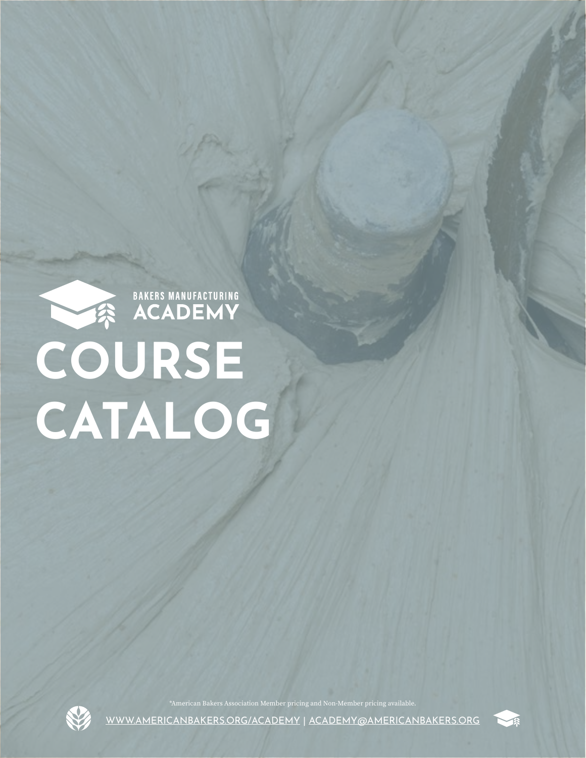BAKERS MANUFACTURING ACADEMY

# COURSE CATALOG

*American Bakers Association Member pricing and Non-Member pricing available.

WWW.AMERICANBAKERS.ORG/ACADEMY | ACADEMY@AMERICANBAKERS.ORG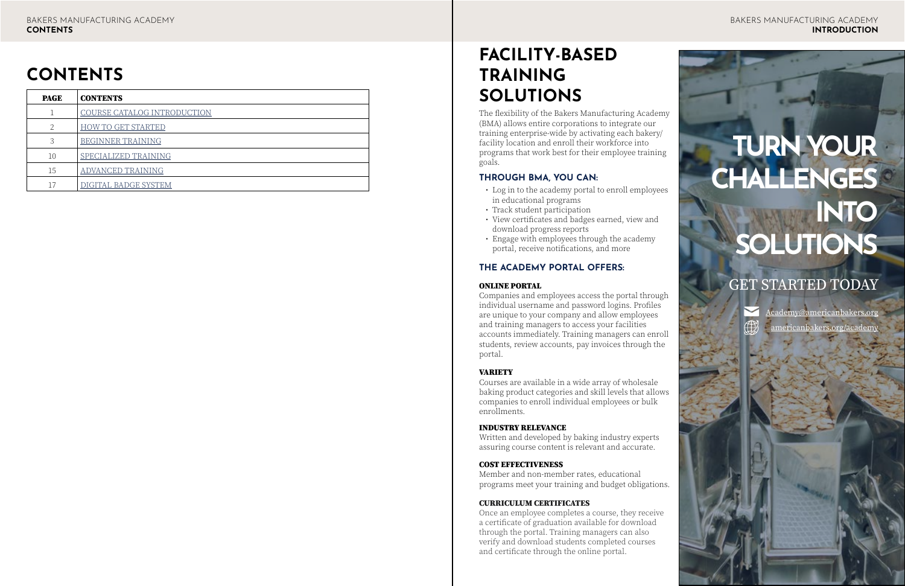# CONTENTS

| PAGE | CONTENTS |
|---|---|
| 1 | COURSE CATALOG INTRODUCTION |
| 2 | HOW TO GET STARTED |
| 3 | BEGINNER TRAINING |
| 10 | SPECIALIZED TRAINING |
| 15 | ADVANCED TRAINING |
| 17 | DIGITAL BADGE SYSTEM |

# FACILITY-BASED TRAINING SOLUTIONS

The flexibility of the Bakers Manufacturing Academy (BMA) allows entire corporations to integrate our training enterprise-wide by activating each bakery/facility location and enroll their workforce into programs that work best for their employee training goals.

## THROUGH BMA, YOU CAN:

- Log in to the academy portal to enroll employees in educational programs
- Track student participation
- View certificates and badges earned, view and download progress reports
- Engage with employees through the academy portal, receive notifications, and more

## THE ACADEMY PORTAL OFFERS:

### ONLINE PORTAL

Companies and employees access the portal through individual username and password logins. Profiles are unique to your company and allow employees and training managers to access your facilities accounts immediately. Training managers can enroll students, review accounts, pay invoices through the portal.

### VARIETY

Courses are available in a wide array of wholesale baking product categories and skill levels that allows companies to enroll individual employees or bulk enrollments.

### INDUSTRY RELEVANCE

Written and developed by baking industry experts assuring course content is relevant and accurate.

### COST EFFECTIVENESS

Member and non-member rates, educational programs meet your training and budget obligations.

### CURRICULUM CERTIFICATES

Once an employee completes a course, they receive a certificate of graduation available for download through the portal. Training managers can also verify and download students completed courses and certificate through the online portal.

# TURN YOUR CHALLENGES INTO SOLUTIONS

## GET STARTED TODAY

Academy@americanbakers.org

americanbakers.org/academy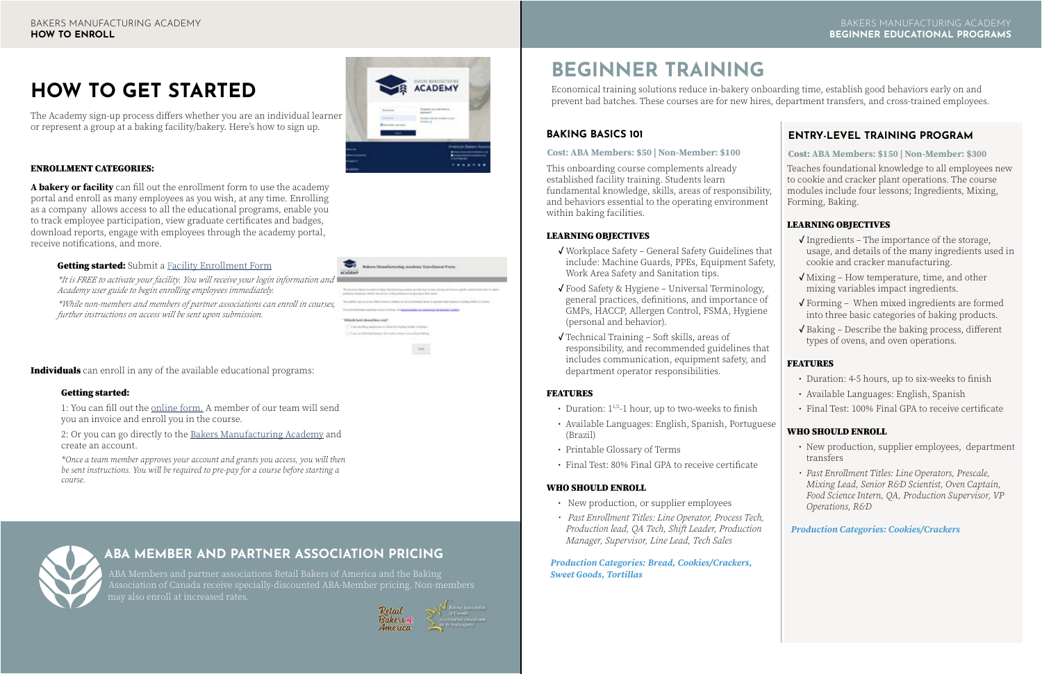# HOW TO GET STARTED

The Academy sign-up process differs whether you are an individual learner or represent a group at a baking facility/bakery. Here's how to sign up.

### ENROLLMENT CATEGORIES:

**A bakery or facility** can fill out the enrollment form to use the academy portal and enroll as many employees as you wish, at any time. Enrolling as a company allows access to all the educational programs, enable you to track employee participation, view graduate certificates and badges, download reports, engage with employees through the academy portal, receive notifications, and more.

**Getting started:** Submit a Facility Enrollment Form

*\*It is FREE to activate your facility. You will receive your login information and Academy user guide to begin enrolling employees immediately.*

*\*While non-members and members of partner associations can enroll in courses, further instructions on access will be sent upon submission.*

**Individuals** can enroll in any of the available educational programs:

**Getting started:**

1: You can fill out the online form. A member of our team will send you an invoice and enroll you in the course.

2: Or you can go directly to the Bakers Manufacturing Academy and create an account.

*\*Once a team member approves your account and grants you access, you will then be sent instructions. You will be required to pre-pay for a course before starting a course.*

## ABA MEMBER AND PARTNER ASSOCIATION PRICING

ABA Members and partner associations Retail Bakers of America and the Baking Association of Canada receive specially-discounted ABA-Member pricing. Non-members may also enroll at increased rates.

# BEGINNER TRAINING

Economical training solutions reduce in-bakery onboarding time, establish good behaviors early on and prevent bad batches. These courses are for new hires, department transfers, and cross-trained employees.

## BAKING BASICS 101

**Cost: ABA Members: $50 | Non-Member: $100**

This onboarding course complements already established facility training. Students learn fundamental knowledge, skills, areas of responsibility, and behaviors essential to the operating environment within baking facilities.

### LEARNING OBJECTIVES

- ✓ Workplace Safety – General Safety Guidelines that include: Machine Guards, PPEs, Equipment Safety, Work Area Safety and Sanitation tips.
- ✓ Food Safety & Hygiene – Universal Terminology, general practices, definitions, and importance of GMPs, HACCP, Allergen Control, FSMA, Hygiene (personal and behavior).
- ✓ Technical Training – Soft skills, areas of responsibility, and recommended guidelines that includes communication, equipment safety, and department operator responsibilities.

### FEATURES

- Duration: $1^{1/2}$-1 hour, up to two-weeks to finish
- Available Languages: English, Spanish, Portuguese (Brazil)
- Printable Glossary of Terms
- Final Test: 80% Final GPA to receive certificate

### WHO SHOULD ENROLL

- New production, or supplier employees
- *Past Enrollment Titles: Line Operator, Process Tech, Production lead, QA Tech, Shift Leader, Production Manager, Supervisor, Line Lead, Tech Sales*

***Production Categories: Bread, Cookies/Crackers, Sweet Goods, Tortillas***

## ENTRY-LEVEL TRAINING PROGRAM

**Cost: ABA Members: $150 | Non-Member: $300**

Teaches foundational knowledge to all employees new to cookie and cracker plant operations. The course modules include four lessons; Ingredients, Mixing, Forming, Baking.

### LEARNING OBJECTIVES

- ✓ Ingredients – The importance of the storage, usage, and details of the many ingredients used in cookie and cracker manufacturing.
- ✓ Mixing – How temperature, time, and other mixing variables impact ingredients.
- ✓ Forming – When mixed ingredients are formed into three basic categories of baking products.
- ✓ Baking – Describe the baking process, different types of ovens, and oven operations.

### FEATURES

- Duration: 4-5 hours, up to six-weeks to finish
- Available Languages: English, Spanish
- Final Test: 100% Final GPA to receive certificate

### WHO SHOULD ENROLL

- New production, supplier employees, department transfers
- *Past Enrollment Titles: Line Operators, Prescale, Mixing Lead, Senior R&D Scientist, Oven Captain, Food Science Intern, QA, Production Supervisor, VP Operations, R&D*

***Production Categories: Cookies/Crackers***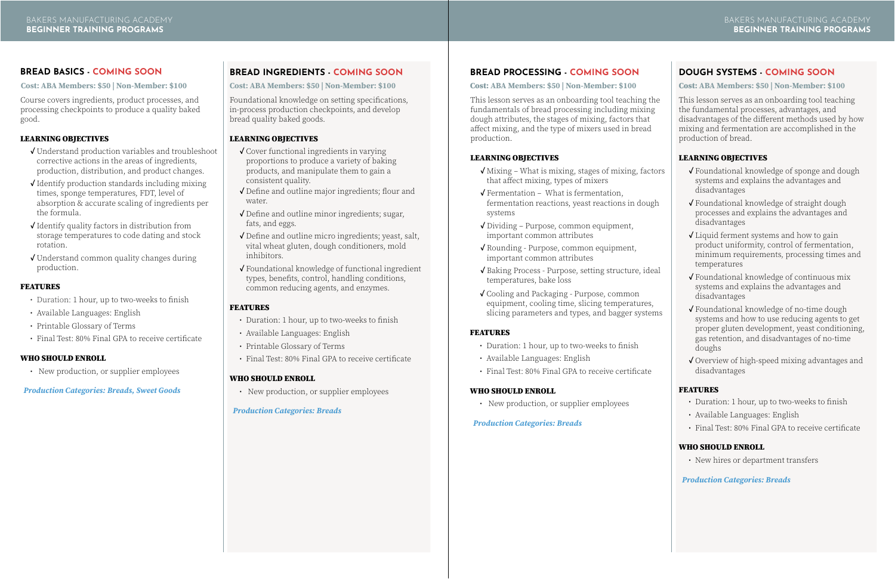## BREAD BASICS - COMING SOON

**Cost: ABA Members: $50 | Non-Member: $100**

Course covers ingredients, product processes, and processing checkpoints to produce a quality baked good.

### LEARNING OBJECTIVES

- ✓ Understand production variables and troubleshoot corrective actions in the areas of ingredients, production, distribution, and product changes.
- ✓ Identify production standards including mixing times, sponge temperatures, FDT, level of absorption & accurate scaling of ingredients per the formula.
- ✓ Identify quality factors in distribution from storage temperatures to code dating and stock rotation.
- ✓ Understand common quality changes during production.

### FEATURES

- Duration: 1 hour, up to two-weeks to finish
- Available Languages: English
- Printable Glossary of Terms
- Final Test: 80% Final GPA to receive certificate

### WHO SHOULD ENROLL

- New production, or supplier employees

*Production Categories: Breads, Sweet Goods*

## BREAD INGREDIENTS - COMING SOON

**Cost: ABA Members: $50 | Non-Member: $100**

Foundational knowledge on setting specifications, in-process production checkpoints, and develop bread quality baked goods.

### LEARNING OBJECTIVES

- ✓ Cover functional ingredients in varying proportions to produce a variety of baking products, and manipulate them to gain a consistent quality.
- ✓ Define and outline major ingredients; flour and water.
- ✓ Define and outline minor ingredients; sugar, fats, and eggs.
- ✓ Define and outline micro ingredients; yeast, salt, vital wheat gluten, dough conditioners, mold inhibitors.
- ✓ Foundational knowledge of functional ingredient types, benefits, control, handling conditions, common reducing agents, and enzymes.

### FEATURES

- Duration: 1 hour, up to two-weeks to finish
- Available Languages: English
- Printable Glossary of Terms
- Final Test: 80% Final GPA to receive certificate

### WHO SHOULD ENROLL

- New production, or supplier employees

*Production Categories: Breads*

## BREAD PROCESSING - COMING SOON

**Cost: ABA Members: $50 | Non-Member: $100**

This lesson serves as an onboarding tool teaching the fundamentals of bread processing including mixing dough attributes, the stages of mixing, factors that affect mixing, and the type of mixers used in bread production.

### LEARNING OBJECTIVES

- ✓ Mixing – What is mixing, stages of mixing, factors that affect mixing, types of mixers
- ✓ Fermentation – What is fermentation, fermentation reactions, yeast reactions in dough systems
- ✓ Dividing – Purpose, common equipment, important common attributes
- ✓ Rounding - Purpose, common equipment, important common attributes
- ✓ Baking Process - Purpose, setting structure, ideal temperatures, bake loss
- ✓ Cooling and Packaging - Purpose, common equipment, cooling time, slicing temperatures, slicing parameters and types, and bagger systems

### FEATURES

- Duration: 1 hour, up to two-weeks to finish
- Available Languages: English
- Final Test: 80% Final GPA to receive certificate

### WHO SHOULD ENROLL

- New production, or supplier employees

*Production Categories: Breads*

## DOUGH SYSTEMS - COMING SOON

**Cost: ABA Members: $50 | Non-Member: $100**

This lesson serves as an onboarding tool teaching the fundamental processes, advantages, and disadvantages of the different methods used by how mixing and fermentation are accomplished in the production of bread.

### LEARNING OBJECTIVES

- ✓ Foundational knowledge of sponge and dough systems and explains the advantages and disadvantages
- ✓ Foundational knowledge of straight dough processes and explains the advantages and disadvantages
- ✓ Liquid ferment systems and how to gain product uniformity, control of fermentation, minimum requirements, processing times and temperatures
- ✓ Foundational knowledge of continuous mix systems and explains the advantages and disadvantages
- ✓ Foundational knowledge of no-time dough systems and how to use reducing agents to get proper gluten development, yeast conditioning, gas retention, and disadvantages of no-time doughs
- ✓ Overview of high-speed mixing advantages and disadvantages

### FEATURES

- Duration: 1 hour, up to two-weeks to finish
- Available Languages: English
- Final Test: 80% Final GPA to receive certificate

### WHO SHOULD ENROLL

- New hires or department transfers

*Production Categories: Breads*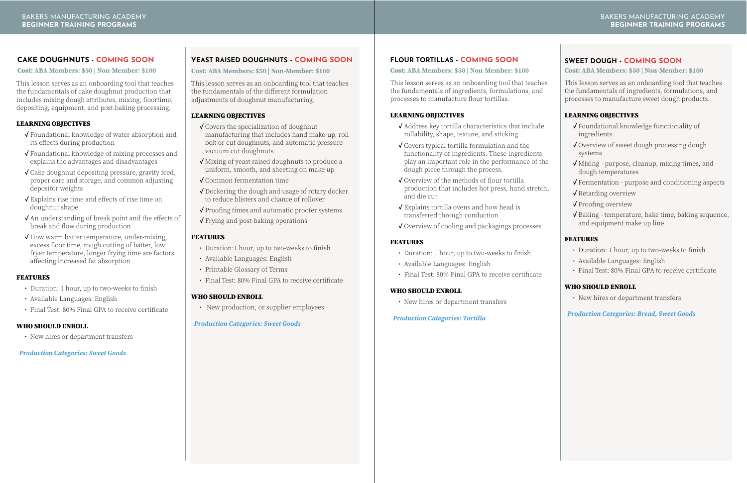## CAKE DOUGHNUTS - COMING SOON

**Cost: ABA Members: $50 | Non-Member: $100**

This lesson serves as an onboarding tool that teaches the fundamentals of cake doughnut production that includes mixing dough attributes, mixing, floortime, depositing, equipment, and post-baking processing.

### LEARNING OBJECTIVES

- ✓ Foundational knowledge of water absorption and its effects during production
- ✓ Foundational knowledge of mixing processes and explains the advantages and disadvantages
- ✓ Cake doughnut depositing pressure, gravity feed, proper care and storage, and common adjusting depositor weights
- ✓ Explains rise time and effects of rise time on doughnut shape
- ✓ An understanding of break point and the effects of break and flow during production
- ✓ How warm batter temperature, under-mixing, excess floor time, rough cutting of batter, low fryer temperature, longer frying time are factors affecting increased fat absorption

### FEATURES

- Duration: 1 hour, up to two-weeks to finish
- Available Languages: English
- Final Test: 80% Final GPA to receive certificate

### WHO SHOULD ENROLL

- New hires or department transfers

***Production Categories: Sweet Goods***

## YEAST RAISED DOUGHNUTS - COMING SOON

**Cost: ABA Members: $50 | Non-Member: $100**

This lesson serves as an onboarding tool that teaches the fundamentals of the different formulation adjustments of doughnut manufacturing.

### LEARNING OBJECTIVES

- ✓ Covers the specialization of doughnut manufacturing that includes hand make-up, roll belt or cut doughnuts, and automatic pressure vacuum cut doughnuts.
- ✓ Mixing of yeast raised doughnuts to produce a uniform, smooth, and sheeting on make up
- ✓ Common fermentation time
- ✓ Dockering the dough and usage of rotary docker to reduce blisters and chance of rollover
- ✓ Proofing times and automatic proofer systems
- ✓ Frying and post-baking operations

### FEATURES

- Duration:1 hour, up to two-weeks to finish
- Available Languages: English
- Printable Glossary of Terms
- Final Test: 80% Final GPA to receive certificate

### WHO SHOULD ENROLL

- New production, or supplier employees

***Production Categories: Sweet Goods***

## FLOUR TORTILLAS - COMING SOON

**Cost: ABA Members: $50 | Non-Member: $100**

This lesson serves as an onboarding tool that teaches the fundamentals of ingredients, formulations, and processes to manufacture flour tortillas.

### LEARNING OBJECTIVES

- ✓ Address key tortilla characteristics that include rollability, shape, texture, and sticking
- ✓ Covers typical tortilla formulation and the functionality of ingredients. These ingredients play an important role in the performance of the dough piece through the process.
- ✓ Overview of the methods of flour tortilla production that includes hot press, hand stretch, and die cut
- ✓ Explains tortilla ovens and how head is transferred through conduction
- ✓ Overview of cooling and packagings processes

### FEATURES

- Duration: 1 hour, up to two-weeks to finish
- Available Languages: English
- Final Test: 80% Final GPA to receive certificate

### WHO SHOULD ENROLL

- New hires or department transfers

***Production Categories: Tortilla***

## SWEET DOUGH - COMING SOON

**Cost: ABA Members: $50 | Non-Member: $100**

This lesson serves as an onboarding tool that teaches the fundamentals of ingredients, formulations, and processes to manufacture sweet dough products.

### LEARNING OBJECTIVES

- ✓ Foundational knowledge functionality of ingredients
- ✓ Overview of sweet dough processing dough systems
- ✓ Mixing - purpose, cleanup, mixing times, and dough temperatures
- ✓ Fermentation - purpose and conditioning aspects
- ✓ Retarding overview
- ✓ Proofing overview
- ✓ Baking - temperature, bake time, baking sequence, and equipment make up line

### FEATURES

- Duration: 1 hour, up to two-weeks to finish
- Available Languages: English
- Final Test: 80% Final GPA to receive certificate

### WHO SHOULD ENROLL

- New hires or department transfers

***Production Categories: Bread, Sweet Goods***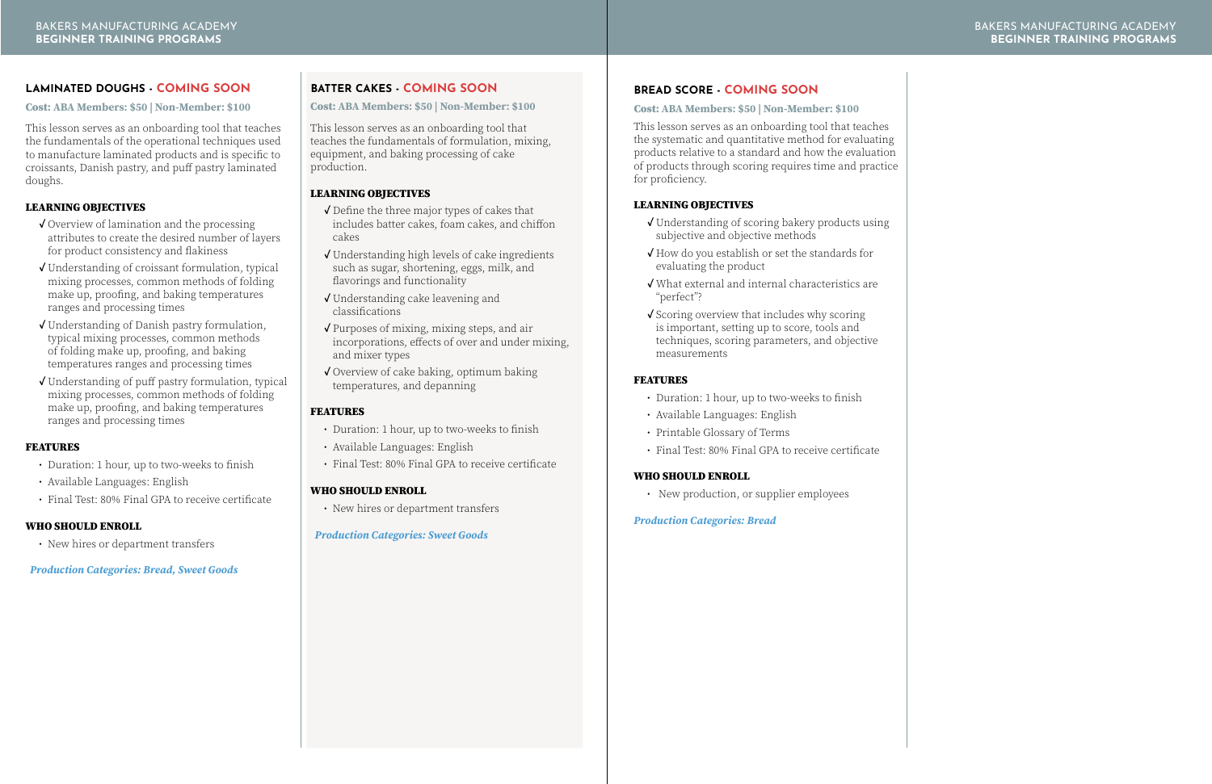## LAMINATED DOUGHS - COMING SOON

**Cost: ABA Members: $50 | Non-Member: $100**

This lesson serves as an onboarding tool that teaches the fundamentals of the operational techniques used to manufacture laminated products and is specific to croissants, Danish pastry, and puff pastry laminated doughs.

### LEARNING OBJECTIVES

- ✓ Overview of lamination and the processing attributes to create the desired number of layers for product consistency and flakiness
- ✓ Understanding of croissant formulation, typical mixing processes, common methods of folding make up, proofing, and baking temperatures ranges and processing times
- ✓ Understanding of Danish pastry formulation, typical mixing processes, common methods of folding make up, proofing, and baking temperatures ranges and processing times
- ✓ Understanding of puff pastry formulation, typical mixing processes, common methods of folding make up, proofing, and baking temperatures ranges and processing times

### FEATURES

- Duration: 1 hour, up to two-weeks to finish
- Available Languages: English
- Final Test: 80% Final GPA to receive certificate

### WHO SHOULD ENROLL

- New hires or department transfers

*Production Categories: Bread, Sweet Goods*

## BATTER CAKES - COMING SOON

**Cost: ABA Members: $50 | Non-Member: $100**

This lesson serves as an onboarding tool that teaches the fundamentals of formulation, mixing, equipment, and baking processing of cake production.

### LEARNING OBJECTIVES

- ✓ Define the three major types of cakes that includes batter cakes, foam cakes, and chiffon cakes
- ✓ Understanding high levels of cake ingredients such as sugar, shortening, eggs, milk, and flavorings and functionality
- ✓ Understanding cake leavening and classifications
- ✓ Purposes of mixing, mixing steps, and air incorporations, effects of over and under mixing, and mixer types
- ✓ Overview of cake baking, optimum baking temperatures, and depanning

### FEATURES

- Duration: 1 hour, up to two-weeks to finish
- Available Languages: English
- Final Test: 80% Final GPA to receive certificate

### WHO SHOULD ENROLL

- New hires or department transfers

*Production Categories: Sweet Goods*

## BREAD SCORE - COMING SOON

**Cost: ABA Members: $50 | Non-Member: $100**

This lesson serves as an onboarding tool that teaches the systematic and quantitative method for evaluating products relative to a standard and how the evaluation of products through scoring requires time and practice for proficiency.

### LEARNING OBJECTIVES

- ✓ Understanding of scoring bakery products using subjective and objective methods
- ✓ How do you establish or set the standards for evaluating the product
- ✓ What external and internal characteristics are "perfect"?
- ✓ Scoring overview that includes why scoring is important, setting up to score, tools and techniques, scoring parameters, and objective measurements

### FEATURES

- Duration: 1 hour, up to two-weeks to finish
- Available Languages: English
- Printable Glossary of Terms
- Final Test: 80% Final GPA to receive certificate

### WHO SHOULD ENROLL

- New production, or supplier employees

*Production Categories: Bread*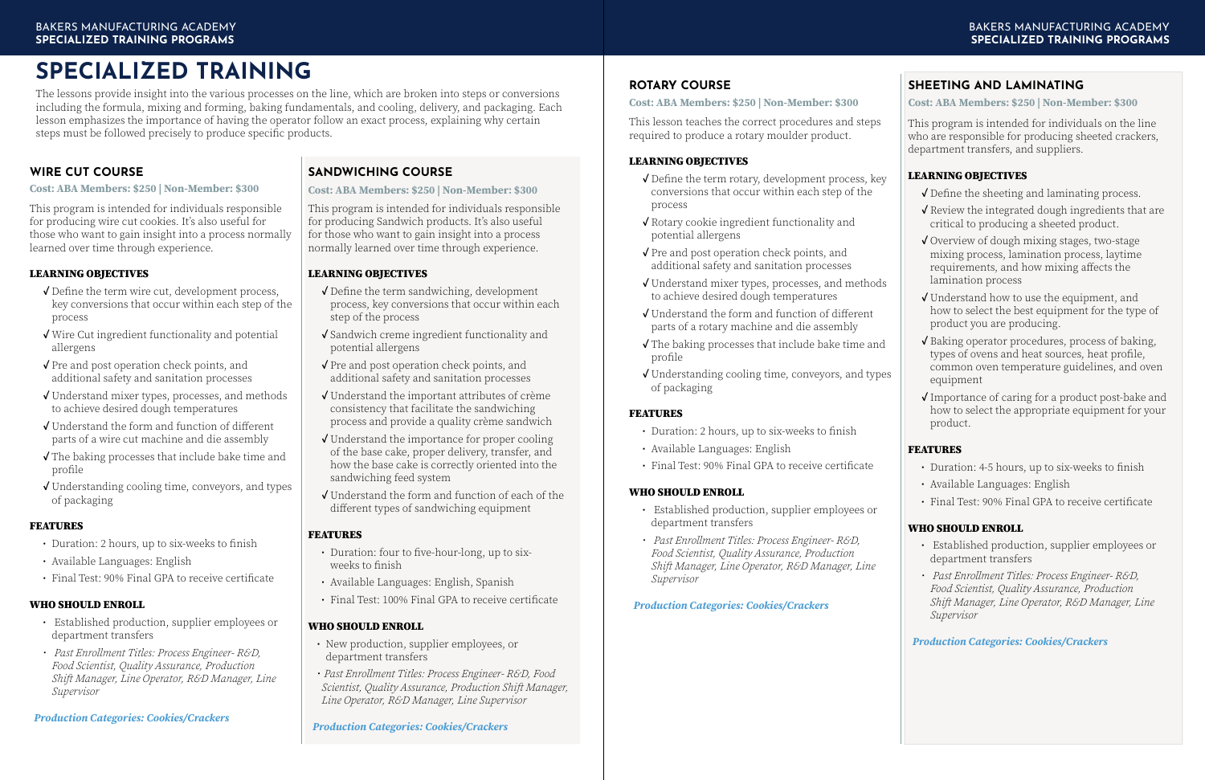# SPECIALIZED TRAINING

The lessons provide insight into the various processes on the line, which are broken into steps or conversions including the formula, mixing and forming, baking fundamentals, and cooling, delivery, and packaging. Each lesson emphasizes the importance of having the operator follow an exact process, explaining why certain steps must be followed precisely to produce specific products.

## WIRE CUT COURSE

**Cost: ABA Members: $250 | Non-Member: $300**

This program is intended for individuals responsible for producing wire cut cookies. It's also useful for those who want to gain insight into a process normally learned over time through experience.

### LEARNING OBJECTIVES

- ✓ Define the term wire cut, development process, key conversions that occur within each step of the process
- ✓ Wire Cut ingredient functionality and potential allergens
- ✓ Pre and post operation check points, and additional safety and sanitation processes
- ✓ Understand mixer types, processes, and methods to achieve desired dough temperatures
- ✓ Understand the form and function of different parts of a wire cut machine and die assembly
- ✓ The baking processes that include bake time and profile
- ✓ Understanding cooling time, conveyors, and types of packaging

### FEATURES

- Duration: 2 hours, up to six-weeks to finish
- Available Languages: English
- Final Test: 90% Final GPA to receive certificate

### WHO SHOULD ENROLL

- Established production, supplier employees or department transfers
- *Past Enrollment Titles: Process Engineer- R&D, Food Scientist, Quality Assurance, Production Shift Manager, Line Operator, R&D Manager, Line Supervisor*

***Production Categories: Cookies/Crackers***

## SANDWICHING COURSE

**Cost: ABA Members: $250 | Non-Member: $300**

This program is intended for individuals responsible for producing Sandwich products. It's also useful for those who want to gain insight into a process normally learned over time through experience.

### LEARNING OBJECTIVES

- ✓ Define the term sandwiching, development process, key conversions that occur within each step of the process
- ✓ Sandwich creme ingredient functionality and potential allergens
- ✓ Pre and post operation check points, and additional safety and sanitation processes
- ✓ Understand the important attributes of crème consistency that facilitate the sandwiching process and provide a quality crème sandwich
- ✓ Understand the importance for proper cooling of the base cake, proper delivery, transfer, and how the base cake is correctly oriented into the sandwiching feed system
- ✓ Understand the form and function of each of the different types of sandwiching equipment

### FEATURES

- Duration: four to five-hour-long, up to six-weeks to finish
- Available Languages: English, Spanish
- Final Test: 100% Final GPA to receive certificate

### WHO SHOULD ENROLL

- New production, supplier employees, or department transfers
- *Past Enrollment Titles: Process Engineer- R&D, Food Scientist, Quality Assurance, Production Shift Manager, Line Operator, R&D Manager, Line Supervisor*

***Production Categories: Cookies/Crackers***

## ROTARY COURSE

**Cost: ABA Members: $250 | Non-Member: $300**

This lesson teaches the correct procedures and steps required to produce a rotary moulder product.

### LEARNING OBJECTIVES

- ✓ Define the term rotary, development process, key conversions that occur within each step of the process
- ✓ Rotary cookie ingredient functionality and potential allergens
- ✓ Pre and post operation check points, and additional safety and sanitation processes
- ✓ Understand mixer types, processes, and methods to achieve desired dough temperatures
- ✓ Understand the form and function of different parts of a rotary machine and die assembly
- ✓ The baking processes that include bake time and profile
- ✓ Understanding cooling time, conveyors, and types of packaging

### FEATURES

- Duration: 2 hours, up to six-weeks to finish
- Available Languages: English
- Final Test: 90% Final GPA to receive certificate

### WHO SHOULD ENROLL

- Established production, supplier employees or department transfers
- *Past Enrollment Titles: Process Engineer- R&D, Food Scientist, Quality Assurance, Production Shift Manager, Line Operator, R&D Manager, Line Supervisor*

***Production Categories: Cookies/Crackers***

## SHEETING AND LAMINATING

**Cost: ABA Members: $250 | Non-Member: $300**

This program is intended for individuals on the line who are responsible for producing sheeted crackers, department transfers, and suppliers.

### LEARNING OBJECTIVES

- ✓ Define the sheeting and laminating process.
- ✓ Review the integrated dough ingredients that are critical to producing a sheeted product.
- ✓ Overview of dough mixing stages, two-stage mixing process, lamination process, laytime requirements, and how mixing affects the lamination process
- ✓ Understand how to use the equipment, and how to select the best equipment for the type of product you are producing.
- ✓ Baking operator procedures, process of baking, types of ovens and heat sources, heat profile, common oven temperature guidelines, and oven equipment
- ✓ Importance of caring for a product post-bake and how to select the appropriate equipment for your product.

### FEATURES

- Duration: 4-5 hours, up to six-weeks to finish
- Available Languages: English
- Final Test: 90% Final GPA to receive certificate

### WHO SHOULD ENROLL

- Established production, supplier employees or department transfers
- *Past Enrollment Titles: Process Engineer- R&D, Food Scientist, Quality Assurance, Production Shift Manager, Line Operator, R&D Manager, Line Supervisor*

***Production Categories: Cookies/Crackers***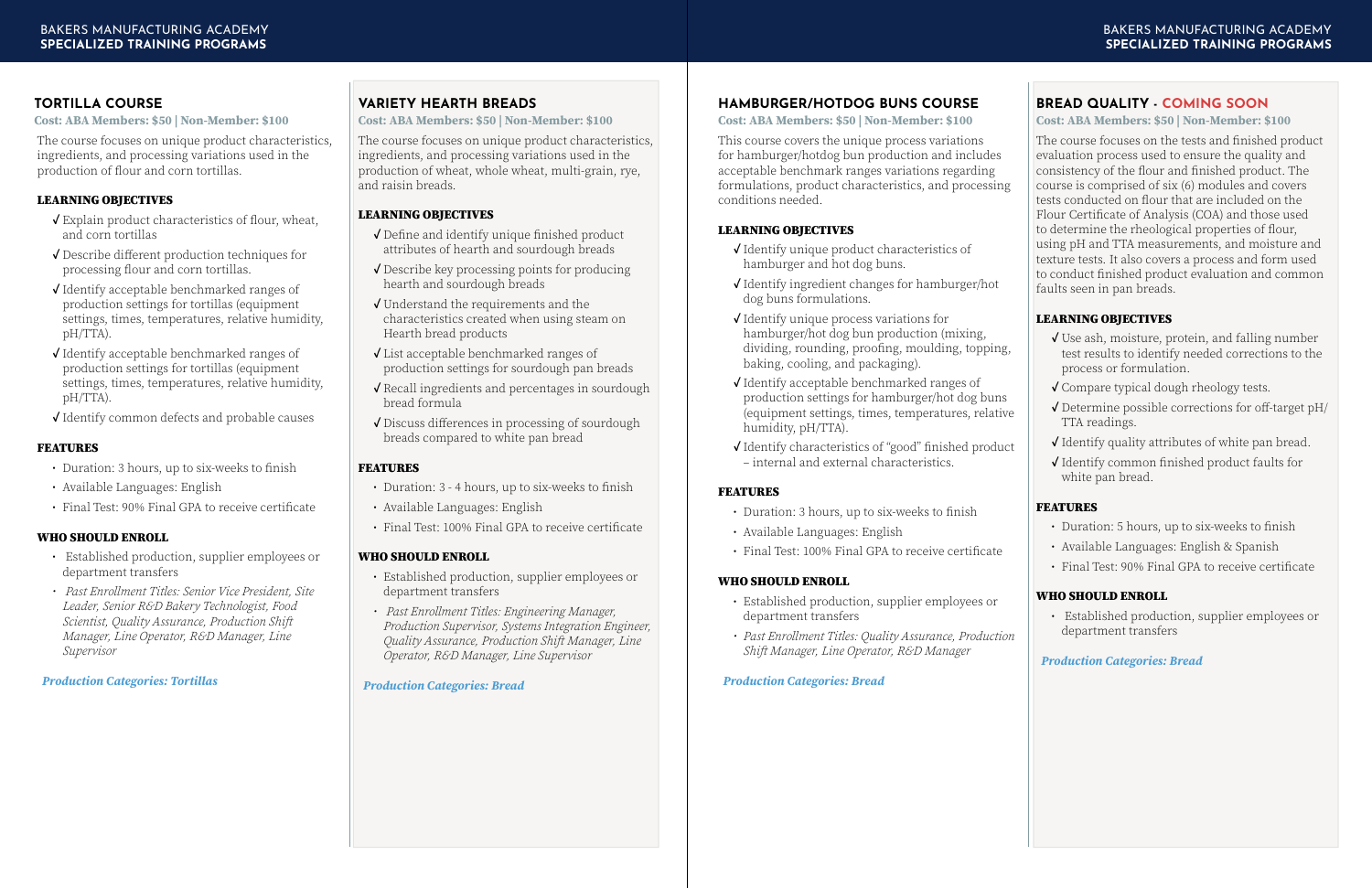## TORTILLA COURSE

**Cost: ABA Members: $50 | Non-Member: $100**

The course focuses on unique product characteristics, ingredients, and processing variations used in the production of flour and corn tortillas.

### LEARNING OBJECTIVES

- ✓ Explain product characteristics of flour, wheat, and corn tortillas
- ✓ Describe different production techniques for processing flour and corn tortillas.
- ✓ Identify acceptable benchmark ranges of production settings for tortillas (equipment settings, times, temperatures, relative humidity, pH/TTA).
- ✓ Identify acceptable benchmark ranges of production settings for tortillas (equipment settings, times, temperatures, relative humidity, pH/TTA).
- ✓ Identify common defects and probable causes

### FEATURES

- Duration: 3 hours, up to six-weeks to finish
- Available Languages: English
- Final Test: 90% Final GPA to receive certificate

### WHO SHOULD ENROLL

- Established production, supplier employees or department transfers
- *Past Enrollment Titles: Senior Vice President, Site Leader, Senior R&D Bakery Technologist, Food Scientist, Quality Assurance, Production Shift Manager, Line Operator, R&D Manager, Line Supervisor*

***Production Categories: Tortillas***

## VARIETY HEARTH BREADS

**Cost: ABA Members: $50 | Non-Member: $100**

The course focuses on unique product characteristics, ingredients, and processing variations used in the production of wheat, whole wheat, multi-grain, rye, and raisin breads.

### LEARNING OBJECTIVES

- ✓ Define and identify unique finished product attributes of hearth and sourdough breads
- ✓ Describe key processing points for producing hearth and sourdough breads
- ✓ Understand the requirements and the characteristics created when using steam on Hearth bread products
- ✓ List acceptable benchmarked ranges of production settings for sourdough pan breads
- ✓ Recall ingredients and percentages in sourdough bread formula
- ✓ Discuss differences in processing of sourdough breads compared to white pan bread

### FEATURES

- Duration: 3 - 4 hours, up to six-weeks to finish
- Available Languages: English
- Final Test: 100% Final GPA to receive certificate

### WHO SHOULD ENROLL

- Established production, supplier employees or department transfers
- *Past Enrollment Titles: Engineering Manager, Production Supervisor, Systems Integration Engineer, Quality Assurance, Production Shift Manager, Line Operator, R&D Manager, Line Supervisor*

***Production Categories: Bread***

## HAMBURGER/HOTDOG BUNS COURSE

**Cost: ABA Members: $50 | Non-Member: $100**

This course covers the unique process variations for hamburger/hotdog bun production and includes acceptable benchmark ranges variations regarding formulations, product characteristics, and processing conditions needed.

### LEARNING OBJECTIVES

- ✓ Identify unique product characteristics of hamburger and hot dog buns.
- ✓ Identify ingredient changes for hamburger/hot dog buns formulations.
- ✓ Identify unique process variations for hamburger/hot dog bun production (mixing, dividing, rounding, proofing, moulding, topping, baking, cooling, and packaging).
- ✓ Identify acceptable benchmarked ranges of production settings for hamburger/hot dog buns (equipment settings, times, temperatures, relative humidity, pH/TTA).
- ✓ Identify characteristics of "good" finished product – internal and external characteristics.

### FEATURES

- Duration: 3 hours, up to six-weeks to finish
- Available Languages: English
- Final Test: 100% Final GPA to receive certificate

### WHO SHOULD ENROLL

- Established production, supplier employees or department transfers
- *Past Enrollment Titles: Quality Assurance, Production Shift Manager, Line Operator, R&D Manager*

***Production Categories: Bread***

## BREAD QUALITY - COMING SOON

**Cost: ABA Members: $50 | Non-Member: $100**

The course focuses on the tests and finished product evaluation process used to ensure the quality and consistency of the flour and finished product. The course is comprised of six (6) modules and covers tests conducted on flour that are included on the Flour Certificate of Analysis (COA) and those used to determine the rheological properties of flour, using pH and TTA measurements, and moisture and texture tests. It also covers a process and form used to conduct finished product evaluation and common faults seen in pan breads.

### LEARNING OBJECTIVES

- ✓ Use ash, moisture, protein, and falling number test results to identify needed corrections to the process or formulation.
- ✓ Compare typical dough rheology tests.
- ✓ Determine possible corrections for off-target pH/TTA readings.
- ✓ Identify quality attributes of white pan bread.
- ✓ Identify common finished product faults for white pan bread.

### FEATURES

- Duration: 5 hours, up to six-weeks to finish
- Available Languages: English & Spanish
- Final Test: 90% Final GPA to receive certificate

### WHO SHOULD ENROLL

- Established production, supplier employees or department transfers

***Production Categories: Bread***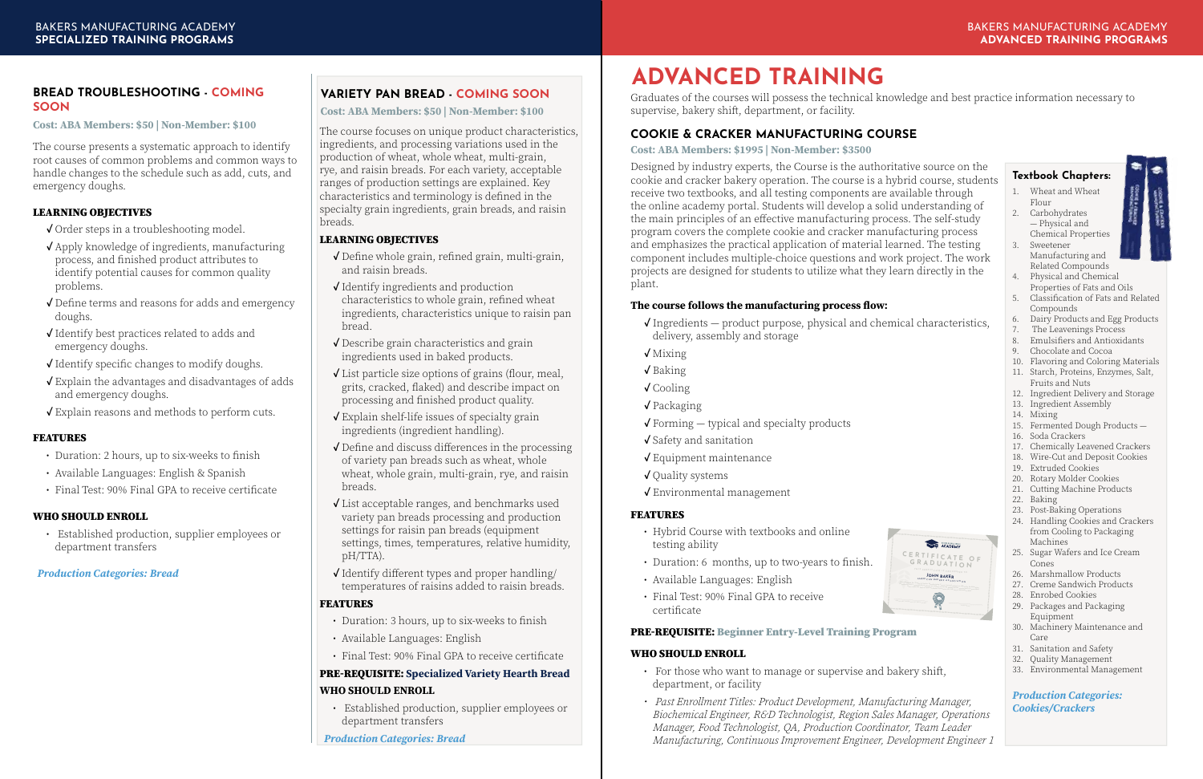## BREAD TROUBLESHOOTING - COMING SOON

**Cost: ABA Members: $50 | Non-Member: $100**

The course presents a systematic approach to identify root causes of common problems and common ways to handle changes to the schedule such as add, cuts, and emergency doughs.

### LEARNING OBJECTIVES

- ✓ Order steps in a troubleshooting model.
- ✓ Apply knowledge of ingredients, manufacturing process, and finished product attributes to identify potential causes for common quality problems.
- ✓ Define terms and reasons for adds and emergency doughs.
- ✓ Identify best practices related to adds and emergency doughs.
- ✓ Identify specific changes to modify doughs.
- ✓ Explain the advantages and disadvantages of adds and emergency doughs.
- ✓ Explain reasons and methods to perform cuts.

### FEATURES

- Duration: 2 hours, up to six-weeks to finish
- Available Languages: English & Spanish
- Final Test: 90% Final GPA to receive certificate

### WHO SHOULD ENROLL

- Established production, supplier employees or department transfers

*Production Categories: Bread*

## VARIETY PAN BREAD - COMING SOON

**Cost: ABA Members: $50 | Non-Member: $100**

The course focuses on unique product characteristics, ingredients, and processing variations used in the production of wheat, whole wheat, multi-grain, rye, and raisin breads. For each variety, acceptable ranges of production settings are explained. Key characteristics and terminology is defined in the specialty grain ingredients, grain breads, and raisin breads.

### LEARNING OBJECTIVES

- ✓ Define whole grain, refined grain, multi-grain, and raisin breads.
- ✓ Identify ingredients and production characteristics to whole grain, refined wheat ingredients, characteristics unique to raisin pan bread.
- ✓ Describe grain characteristics and grain ingredients used in baked products.
- ✓ List particle size options of grains (flour, meal, grits, cracked, flaked) and describe impact on processing and finished product quality.
- ✓ Explain shelf-life issues of specialty grain ingredients (ingredient handling).
- ✓ Define and discuss differences in the processing of variety pan breads such as wheat, whole wheat, whole grain, multi-grain, rye, and raisin breads.
- ✓ List acceptable ranges, and benchmarks used variety pan breads processing and production settings for raisin pan breads (equipment settings, times, temperatures, relative humidity, pH/TTA).
- ✓ Identify different types and proper handling/ temperatures of raisins added to raisin breads.

### FEATURES

- Duration: 3 hours, up to six-weeks to finish
- Available Languages: English
- Final Test: 90% Final GPA to receive certificate

**PRE-REQUISITE: Specialized Variety Hearth Bread**

### WHO SHOULD ENROLL

- Established production, supplier employees or department transfers

*Production Categories: Bread*

# ADVANCED TRAINING

Graduates of the courses will possess the technical knowledge and best practice information necessary to supervise, bakery shift, department, or facility.

## COOKIE & CRACKER MANUFACTURING COURSE

**Cost: ABA Members: $1995 | Non-Member: $3500**

Designed by industry experts, the Course is the authoritative source on the cookie and cracker bakery operation. The course is a hybrid course, students receive two textbooks, and all testing components are available through the online academy portal. Students will develop a solid understanding of the main principles of an effective manufacturing process. The self-study program covers the complete cookie and cracker manufacturing process and emphasizes the practical application of material learned. The testing component includes multiple-choice questions and work project. The work projects are designed for students to utilize what they learn directly in the plant.

**The course follows the manufacturing process flow:**

- ✓ Ingredients — product purpose, physical and chemical characteristics, delivery, assembly and storage
- ✓ Mixing
- ✓ Baking
- ✓ Cooling
- ✓ Packaging
- ✓ Forming — typical and specialty products
- ✓ Safety and sanitation
- ✓ Equipment maintenance
- ✓ Quality systems
- ✓ Environmental management

### FEATURES

- Hybrid Course with textbooks and online testing ability
- Duration: 6 months, up to two-years to finish.
- Available Languages: English
- Final Test: 90% Final GPA to receive certificate

**PRE-REQUISITE: Beginner Entry-Level Training Program**

### WHO SHOULD ENROLL

- For those who want to manage or supervise and bakery shift, department, or facility
- *Past Enrollment Titles: Product Development, Manufacturing Manager, Biochemical Engineer, R&D Technologist, Region Sales Manager, Operations Manager, Food Technologist, QA, Production Coordinator, Team Leader Manufacturing, Continuous Improvement Engineer, Development Engineer 1*

### Textbook Chapters:

1. Wheat and Wheat Flour
2. Carbohydrates — Physical and Chemical Properties
3. Sweetener Manufacturing and Related Compounds
4. Physical and Chemical Properties of Fats and Oils
5. Classification of Fats and Related Compounds
6. Dairy Products and Egg Products
7. The Leavenings Process
8. Emulsifiers and Antioxidants
9. Chocolate and Cocoa
10. Flavoring and Coloring Materials
11. Starch, Proteins, Enzymes, Salt, Fruits and Nuts
12. Ingredient Delivery and Storage
13. Ingredient Assembly
14. Mixing
15. Fermented Dough Products —
16. Soda Crackers
17. Chemically Leavened Crackers
18. Wire-Cut and Deposit Cookies
19. Extruded Cookies
20. Rotary Molder Cookies
21. Cutting Machine Products
22. Baking
23. Post-Baking Operations
24. Handling Cookies and Crackers from Cooling to Packaging Machines
25. Sugar Wafers and Ice Cream Cones
26. Marshmallow Products
27. Creme Sandwich Products
28. Enrobed Cookies
29. Packages and Packaging Equipment
30. Machinery Maintenance and Care
31. Sanitation and Safety
32. Quality Management
33. Environmental Management

*Production Categories: Cookies/Crackers*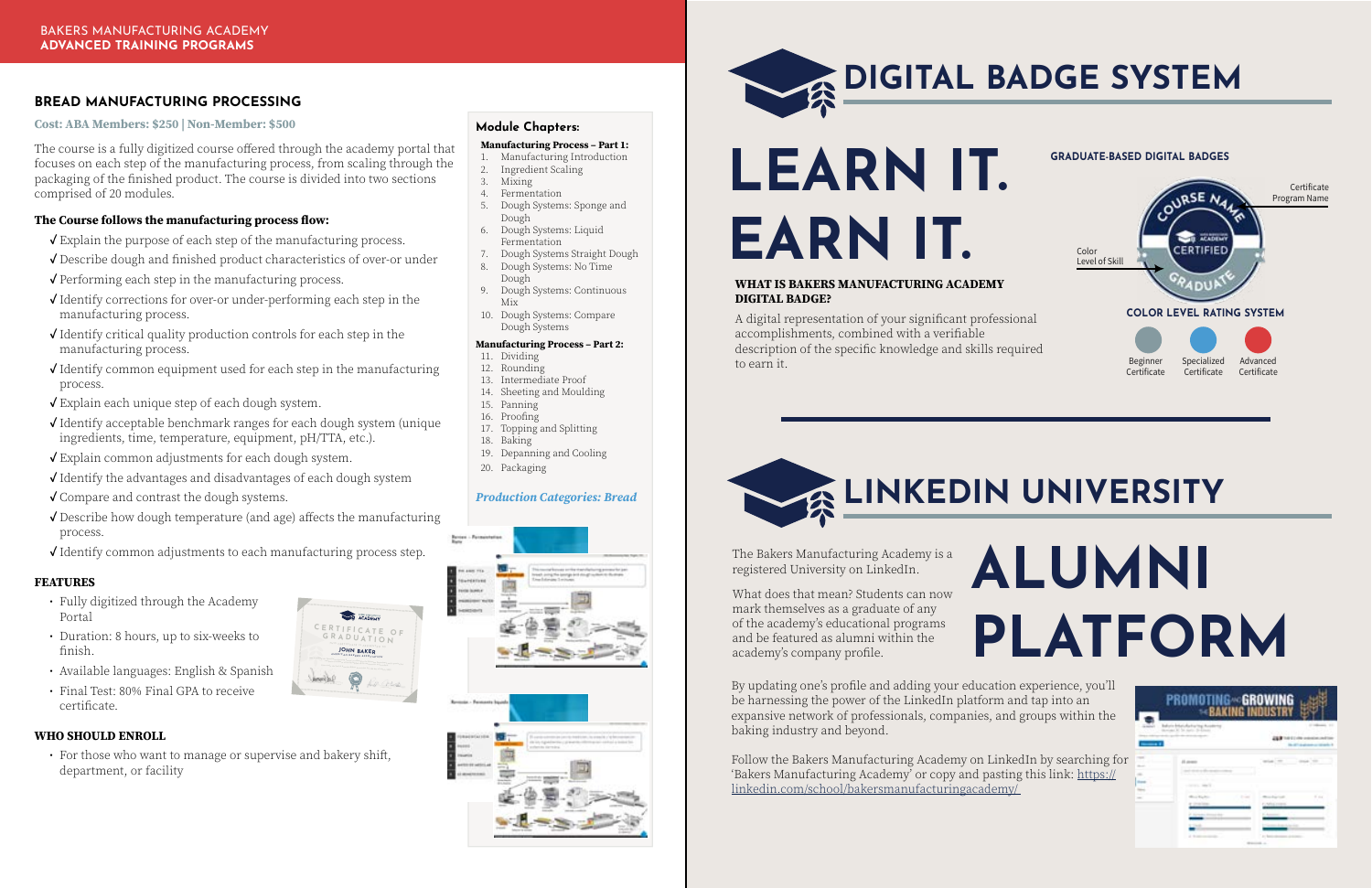BAKERS MANUFACTURING ACADEMY
**ADVANCED TRAINING PROGRAMS**

## BREAD MANUFACTURING PROCESSING

**Cost: ABA Members: $250 | Non-Member: $500**

The course is a fully digitized course offered through the academy portal that focuses on each step of the manufacturing process, from scaling through the packaging of the finished product. The course is divided into two sections comprised of 20 modules.

**The Course follows the manufacturing process flow:**

- √ Explain the purpose of each step of the manufacturing process.
- √ Describe dough and finished product characteristics of over-or under
- √ Performing each step in the manufacturing process.
- √ Identify corrections for over-or under-performing each step in the manufacturing process.
- √ Identify critical quality production controls for each step in the manufacturing process.
- √ Identify common equipment used for each step in the manufacturing process.
- √ Explain each unique step of each dough system.
- √ Identify acceptable benchmark ranges for each dough system (unique ingredients, time, temperature, equipment, pH/TTA, etc.).
- √ Explain common adjustments for each dough system.
- √ Identify the advantages and disadvantages of each dough system
- √ Compare and contrast the dough systems.
- √ Describe how dough temperature (and age) affects the manufacturing process.
- √ Identify common adjustments to each manufacturing process step.

### FEATURES

- Fully digitized through the Academy Portal
- Duration: 8 hours, up to six-weeks to finish.
- Available languages: English & Spanish
- Final Test: 80% Final GPA to receive certificate.

### WHO SHOULD ENROLL

- For those who want to manage or supervise and bakery shift, department, or facility

### Module Chapters:

**Manufacturing Process – Part 1:**

1. Manufacturing Introduction
2. Ingredient Scaling
3. Mixing
4. Fermentation
5. Dough Systems: Sponge and Dough
6. Dough Systems: Liquid Fermentation
7. Dough Systems Straight Dough
8. Dough Systems: No Time Dough
9. Dough Systems: Continuous Mix
10. Dough Systems: Compare Dough Systems

**Manufacturing Process – Part 2:**

11. Dividing
12. Rounding
13. Intermediate Proof
14. Sheeting and Moulding
15. Panning
16. Proofing
17. Topping and Splitting
18. Baking
19. Depanning and Cooling
20. Packaging

***Production Categories: Bread***

# DIGITAL BADGE SYSTEM

# LEARN IT. EARN IT.

**WHAT IS BAKERS MANUFACTURING ACADEMY DIGITAL BADGE?**

A digital representation of your significant professional accomplishments, combined with a verifiable description of the specific knowledge and skills required to earn it.

**GRADUATE-BASED DIGITAL BADGES**

Certificate Program Name

Color Level of Skill

**COLOR LEVEL RATING SYSTEM**

Beginner Certificate
Specialized Certificate
Advanced Certificate

# LINKEDIN UNIVERSITY

# ALUMNI PLATFORM

The Bakers Manufacturing Academy is a registered University on LinkedIn.

What does that mean? Students can now mark themselves as a graduate of any of the academy's educational programs and be featured as alumni within the academy's company profile.

By updating one's profile and adding your education experience, you'll be harnessing the power of the LinkedIn platform and tap into an expansive network of professionals, companies, and groups within the baking industry and beyond.

Follow the Bakers Manufacturing Academy on LinkedIn by searching for 'Bakers Manufacturing Academy' or copy and pasting this link: https://linkedin.com/school/bakersmanufacturingacademy/